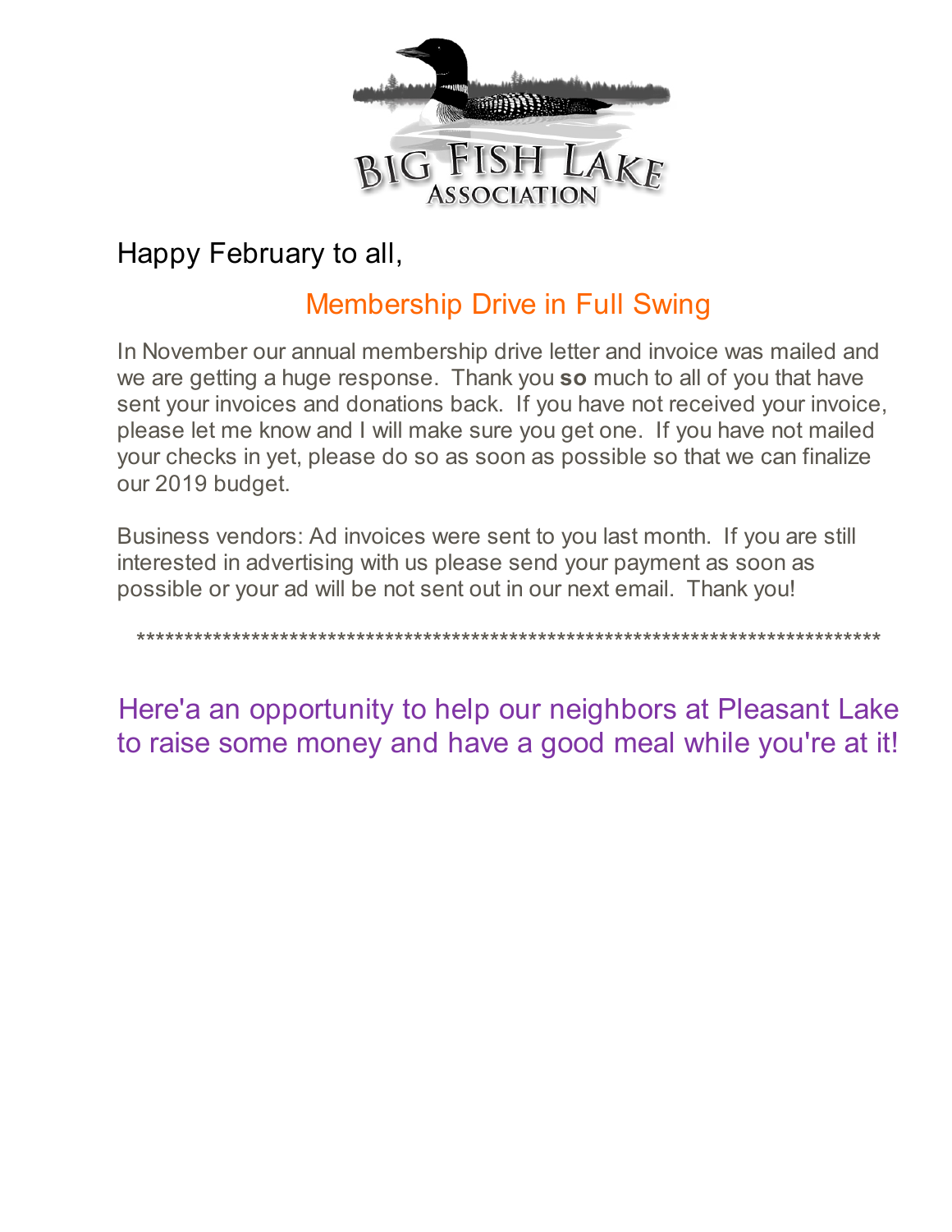# BIG FISH LAKE ASSOCIATION

Happy February to all,

## Membership Drive in Full Swing

In November our annual membership drive letter and invoice was mailed and we are getting a huge response. Thank you **so** much to all of you that have sent your invoices and donations back. If you have not received your invoice, please let me know and I will make sure you get one. If you have not mailed your checks in yet, please do so as soon as possible so that we can finalize our 2019 budget.

Business vendors: Ad invoices were sent to you last month. If you are still interested in advertising with us please send your payment as soon as possible or your ad will be not sent out in our next email. Thank you!

*******************************************************************************

## Here'a an opportunity to help our neighbors at Pleasant Lake to raise some money and have a good meal while you're at it!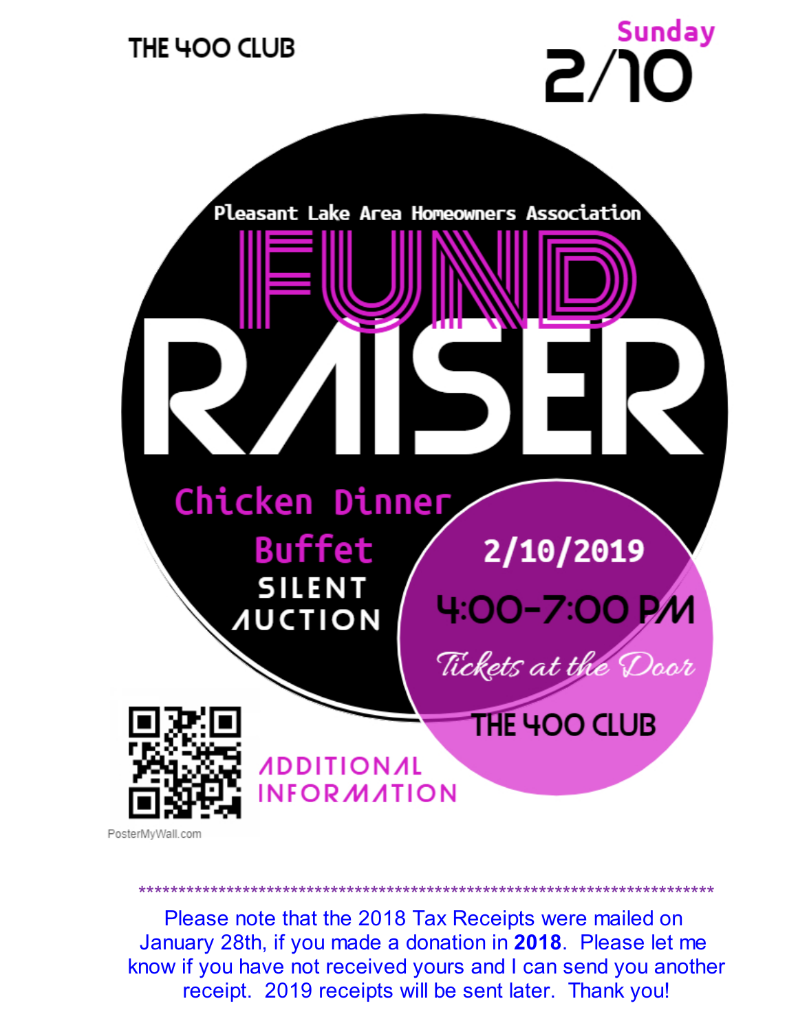THE 400 CLUB

**Sunday**
**2/10**

Pleasant Lake Area Homeowners Association

# FUND RAISER

**Chicken Dinner Buffet**

**SILENT AUCTION**

**2/10/2019**

**4:00-7:00 PM**

*Tickets at the Door*

**THE 400 CLUB**

ADDITIONAL INFORMATION

PosterMyWall.com

*****************************************************************************

Please note that the 2018 Tax Receipts were mailed on January 28th, if you made a donation in **2018**. Please let me know if you have not received yours and I can send you another receipt. 2019 receipts will be sent later. Thank you!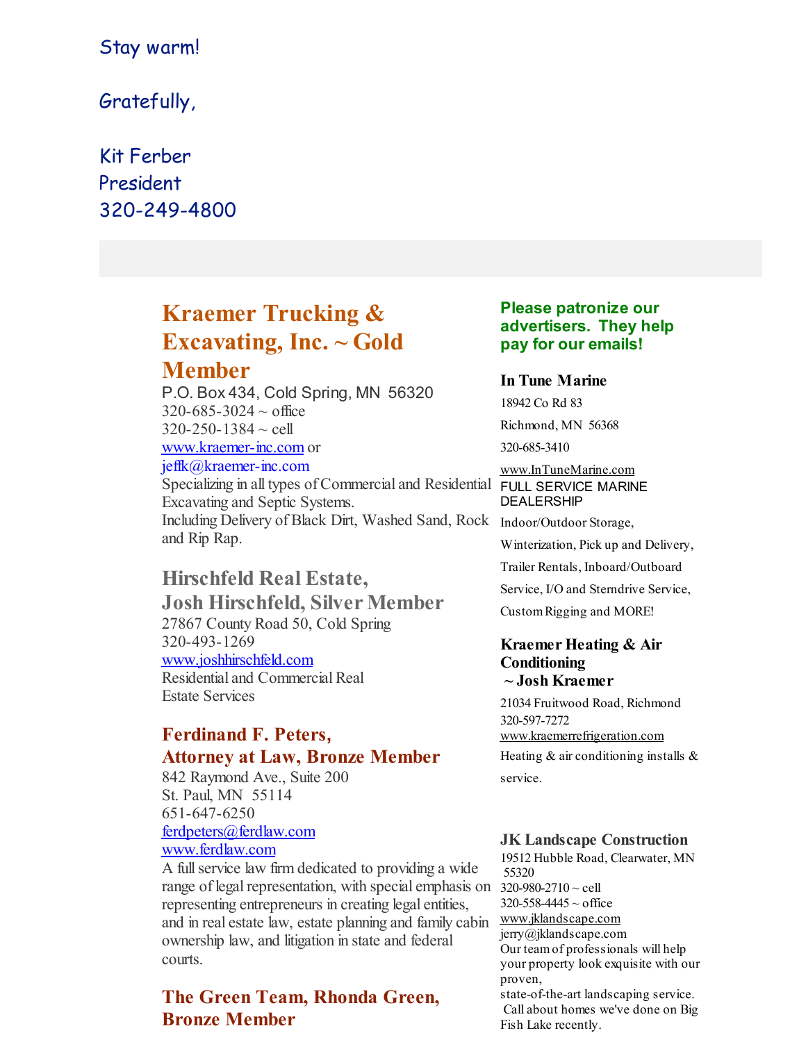Stay warm!

Gratefully,

Kit Ferber
President
320-249-4800

## Kraemer Trucking & Excavating, Inc. ~ Gold Member

P.O. Box 434, Cold Spring, MN 56320
320-685-3024 ~ office
320-250-1384 ~ cell
www.kraemer-inc.com or
jeffk@kraemer-inc.com
Specializing in all types of Commercial and Residential Excavating and Septic Systems.
Including Delivery of Black Dirt, Washed Sand, Rock and Rip Rap.

## Hirschfeld Real Estate, Josh Hirschfeld, Silver Member

27867 County Road 50, Cold Spring
320-493-1269
www.joshhirschfeld.com
Residential and Commercial Real Estate Services

### Ferdinand F. Peters, Attorney at Law, Bronze Member

842 Raymond Ave., Suite 200
St. Paul, MN 55114
651-647-6250
ferdpeters@ferdlaw.com
www.ferdlaw.com
A full service law firm dedicated to providing a wide range of legal representation, with special emphasis on representing entrepreneurs in creating legal entities, and in real estate law, estate planning and family cabin ownership law, and litigation in state and federal courts.

### The Green Team, Rhonda Green, Bronze Member

**Please patronize our advertisers. They help pay for our emails!**

**In Tune Marine**
18942 Co Rd 83
Richmond, MN 56368
320-685-3410
www.InTuneMarine.com
FULL SERVICE MARINE DEALERSHIP
Indoor/Outdoor Storage, Winterization, Pick up and Delivery, Trailer Rentals, Inboard/Outboard Service, I/O and Sterndrive Service, Custom Rigging and MORE!

**Kraemer Heating & Air Conditioning ~ Josh Kraemer**
21034 Fruitwood Road, Richmond
320-597-7272
www.kraemerrefrigeration.com
Heating & air conditioning installs & service.

**JK Landscape Construction**
19512 Hubble Road, Clearwater, MN 55320
320-980-2710 ~ cell
320-558-4445 ~ office
www.jklandscape.com
jerry@jklandscape.com
Our team of professionals will help your property look exquisite with our proven, state-of-the-art landscaping service. Call about homes we've done on Big Fish Lake recently.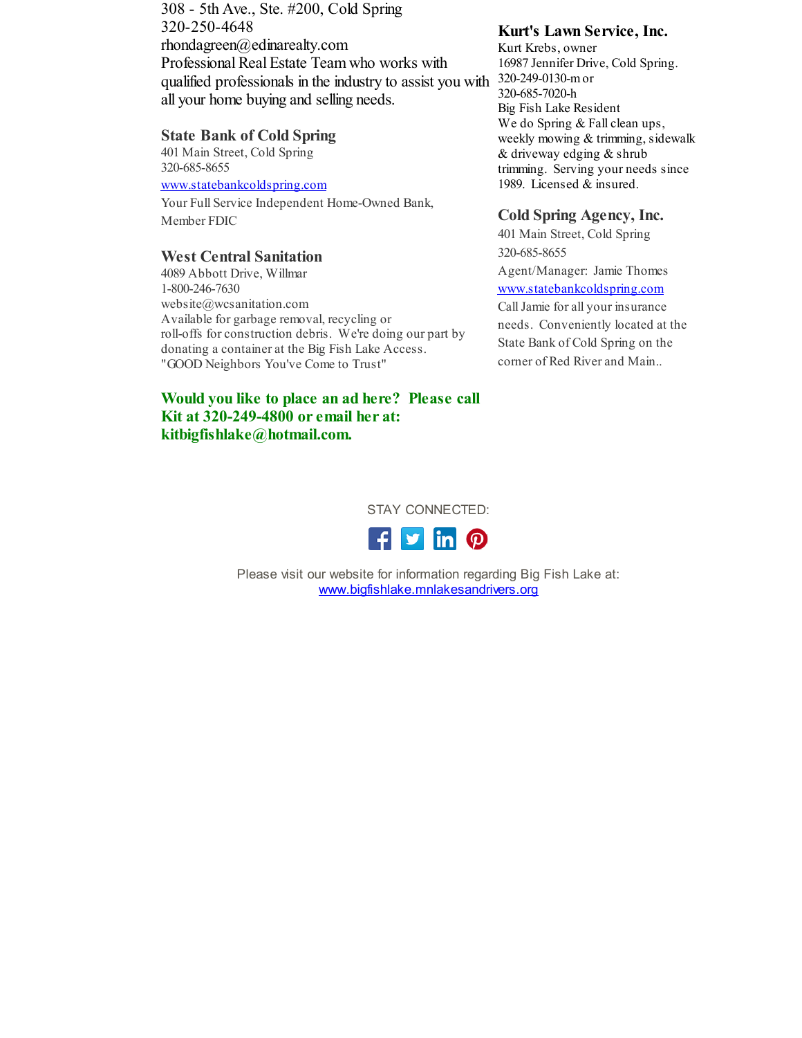308 - 5th Ave., Ste. #200, Cold Spring
320-250-4648
rhondagreen@edinarealty.com
Professional Real Estate Team who works with qualified professionals in the industry to assist you with all your home buying and selling needs.

### State Bank of Cold Spring

401 Main Street, Cold Spring
320-685-8655
www.statebankcoldspring.com
Your Full Service Independent Home-Owned Bank, Member FDIC

### West Central Sanitation

4089 Abbott Drive, Willmar
1-800-246-7630
website@wcsanitation.com
Available for garbage removal, recycling or roll-offs for construction debris. We're doing our part by donating a container at the Big Fish Lake Access.
"GOOD Neighbors You've Come to Trust"

**Would you like to place an ad here? Please call Kit at 320-249-4800 or email her at: kitbigfishlake@hotmail.com.**

### Kurt's Lawn Service, Inc.

Kurt Krebs, owner
16987 Jennifer Drive, Cold Spring.
320-249-0130-m or
320-685-7020-h
Big Fish Lake Resident
We do Spring & Fall clean ups, weekly mowing & trimming, sidewalk & driveway edging & shrub trimming. Serving your needs since 1989. Licensed & insured.

### Cold Spring Agency, Inc.

401 Main Street, Cold Spring
320-685-8655
Agent/Manager: Jamie Thomes
www.statebankcoldspring.com
Call Jamie for all your insurance needs. Conveniently located at the State Bank of Cold Spring on the corner of Red River and Main..

STAY CONNECTED:

Please visit our website for information regarding Big Fish Lake at:
www.bigfishlake.mnlakesandrivers.org